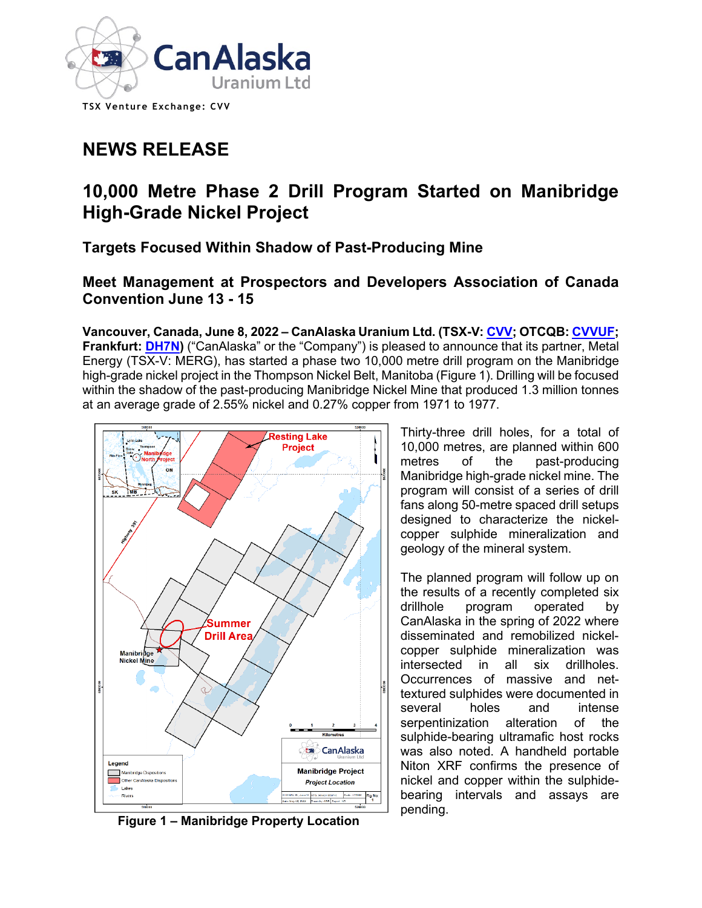TSX Venture Exchange: CVV

# NEWS RELEASE

## 10,000 Metre Phase 2 Drill Program Started on Manibridge High-Grade Nickel Project

### Targets Focused Within Shadow of Past-Producing Mine

### Meet Management at Prospectors and Developers Association of Canada Convention June 13 - 15

**Vancouver, Canada, June 8, 2022 – CanAlaska Uranium Ltd. (TSX-V: CVV; OTCQB: CVVUF; Frankfurt: DH7N)** ("CanAlaska" or the "Company") is pleased to announce that its partner, Metal Energy (TSX-V: MERG), has started a phase two 10,000 metre drill program on the Manibridge high-grade nickel project in the Thompson Nickel Belt, Manitoba (Figure 1). Drilling will be focused within the shadow of the past-producing Manibridge Nickel Mine that produced 1.3 million tonnes at an average grade of 2.55% nickel and 0.27% copper from 1971 to 1977.

Resting Lake Project

Summer Drill Area

Manibridge Nickel Mine

Legend
Manibridge Dispositions
Other CanAlaska Dispositions
Lakes
Rivers

CanAlaska Uranium Ltd
Manibridge Project
Project Location

Figure 1 – Manibridge Property Location

Thirty-three drill holes, for a total of 10,000 metres, are planned within 600 metres of the past-producing Manibridge high-grade nickel mine. The program will consist of a series of drill fans along 50-metre spaced drill setups designed to characterize the nickel-copper sulphide mineralization and geology of the mineral system.

The planned program will follow up on the results of a recently completed six drillhole program operated by CanAlaska in the spring of 2022 where disseminated and remobilized nickel-copper sulphide mineralization was intersected in all six drillholes. Occurrences of massive and net-textured sulphides were documented in several holes and intense serpentinization alteration of the sulphide-bearing ultramafic host rocks was also noted. A handheld portable Niton XRF confirms the presence of nickel and copper within the sulphide-bearing intervals and assays are pending.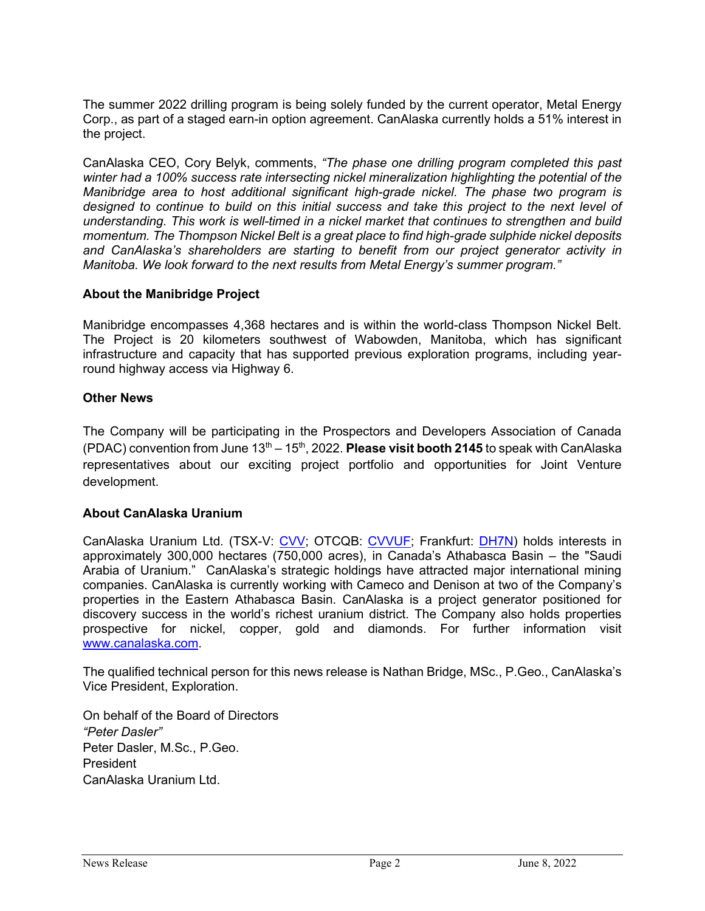The summer 2022 drilling program is being solely funded by the current operator, Metal Energy Corp., as part of a staged earn-in option agreement. CanAlaska currently holds a 51% interest in the project.

CanAlaska CEO, Cory Belyk, comments, *"The phase one drilling program completed this past winter had a 100% success rate intersecting nickel mineralization highlighting the potential of the Manibridge area to host additional significant high-grade nickel. The phase two program is designed to continue to build on this initial success and take this project to the next level of understanding. This work is well-timed in a nickel market that continues to strengthen and build momentum. The Thompson Nickel Belt is a great place to find high-grade sulphide nickel deposits and CanAlaska's shareholders are starting to benefit from our project generator activity in Manitoba. We look forward to the next results from Metal Energy's summer program."*

**About the Manibridge Project**

Manibridge encompasses 4,368 hectares and is within the world-class Thompson Nickel Belt. The Project is 20 kilometers southwest of Wabowden, Manitoba, which has significant infrastructure and capacity that has supported previous exploration programs, including year-round highway access via Highway 6.

**Other News**

The Company will be participating in the Prospectors and Developers Association of Canada (PDAC) convention from June 13th – 15th, 2022. **Please visit booth 2145** to speak with CanAlaska representatives about our exciting project portfolio and opportunities for Joint Venture development.

**About CanAlaska Uranium**

CanAlaska Uranium Ltd. (TSX-V: CVV; OTCQB: CVVUF; Frankfurt: DH7N) holds interests in approximately 300,000 hectares (750,000 acres), in Canada's Athabasca Basin – the "Saudi Arabia of Uranium." CanAlaska's strategic holdings have attracted major international mining companies. CanAlaska is currently working with Cameco and Denison at two of the Company's properties in the Eastern Athabasca Basin. CanAlaska is a project generator positioned for discovery success in the world's richest uranium district. The Company also holds properties prospective for nickel, copper, gold and diamonds. For further information visit www.canalaska.com.

The qualified technical person for this news release is Nathan Bridge, MSc., P.Geo., CanAlaska's Vice President, Exploration.

On behalf of the Board of Directors
*"Peter Dasler"*
Peter Dasler, M.Sc., P.Geo.
President
CanAlaska Uranium Ltd.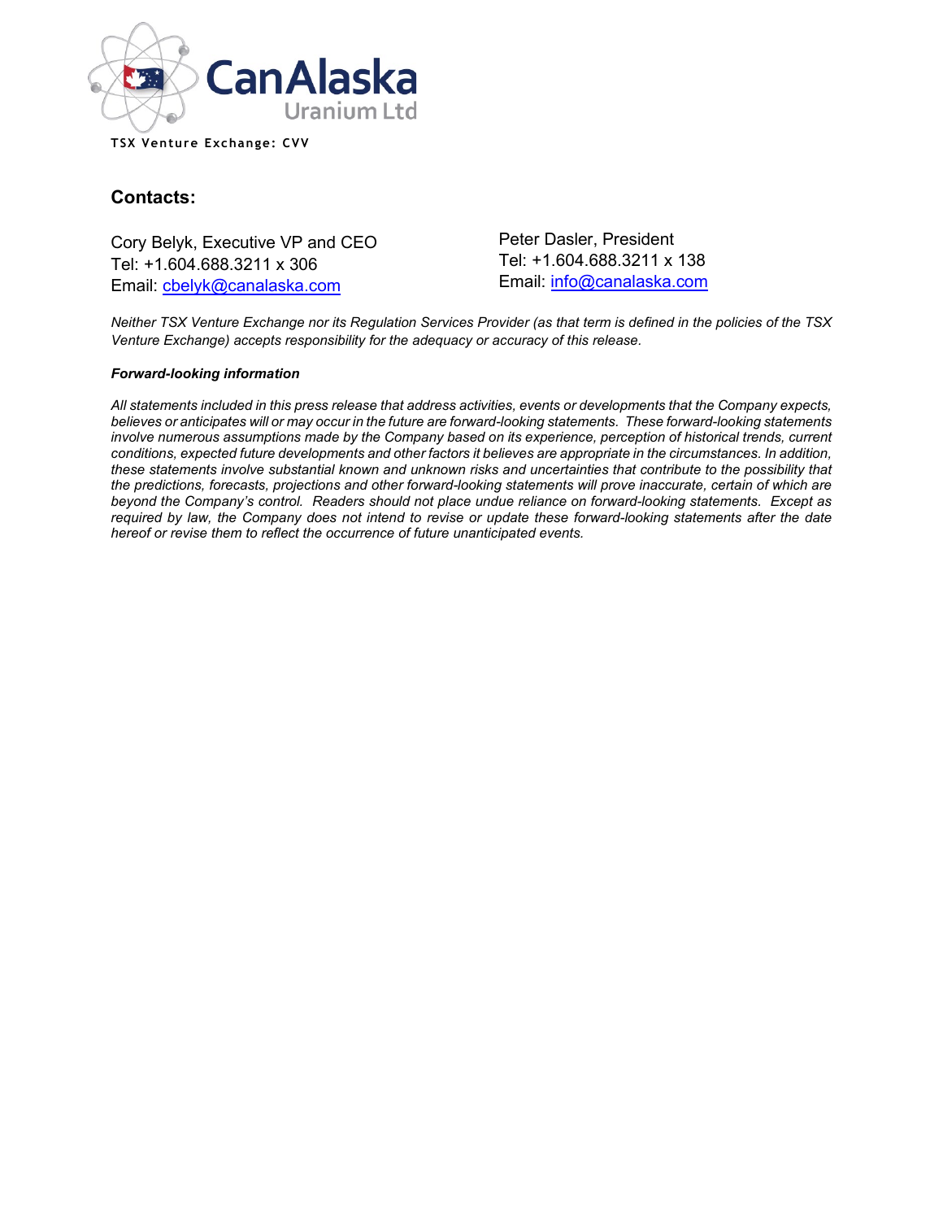TSX Venture Exchange: CVV

## Contacts:

Cory Belyk, Executive VP and CEO
Tel: +1.604.688.3211 x 306
Email: cbelyk@canalaska.com

Peter Dasler, President
Tel: +1.604.688.3211 x 138
Email: info@canalaska.com

*Neither TSX Venture Exchange nor its Regulation Services Provider (as that term is defined in the policies of the TSX Venture Exchange) accepts responsibility for the adequacy or accuracy of this release.*

***Forward-looking information***

*All statements included in this press release that address activities, events or developments that the Company expects, believes or anticipates will or may occur in the future are forward-looking statements. These forward-looking statements involve numerous assumptions made by the Company based on its experience, perception of historical trends, current conditions, expected future developments and other factors it believes are appropriate in the circumstances. In addition, these statements involve substantial known and unknown risks and uncertainties that contribute to the possibility that the predictions, forecasts, projections and other forward-looking statements will prove inaccurate, certain of which are beyond the Company's control. Readers should not place undue reliance on forward-looking statements. Except as required by law, the Company does not intend to revise or update these forward-looking statements after the date hereof or revise them to reflect the occurrence of future unanticipated events.*